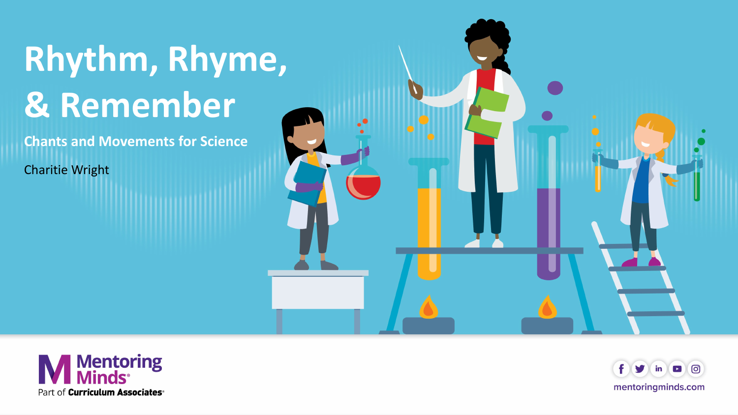# Rhythm, Rhyme, & Remember

## Chants and Movements for Science

Charitie Wright

Mentoring Minds
Part of Curriculum Associates

mentoringminds.com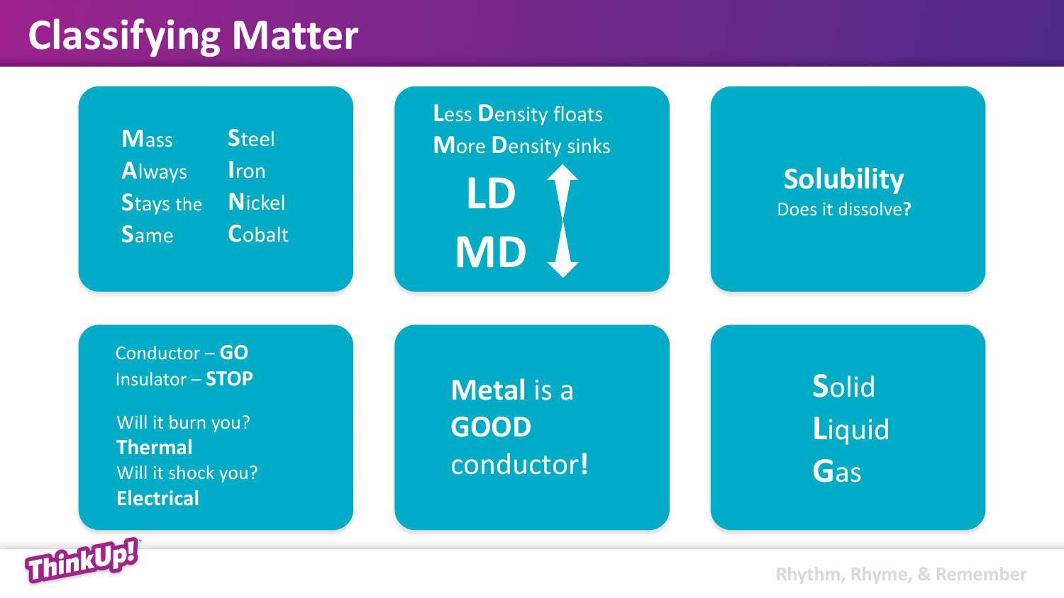# Classifying Matter

**M**ass
**A**lways
**S**tays the
**S**ame

**S**teel
**I**ron
**N**ickel
**C**obalt

**L**ess **D**ensity floats
**M**ore **D**ensity sinks

**LD**
**MD**

**Solubility**
Does it dissolve**?**

Conductor – **GO**
Insulator – **STOP**

Will it burn you?
**Thermal**
Will it shock you?
**Electrical**

**Metal** is a
**GOOD**
conductor**!**

**S**olid
**L**iquid
**G**as

Rhythm, Rhyme, & Remember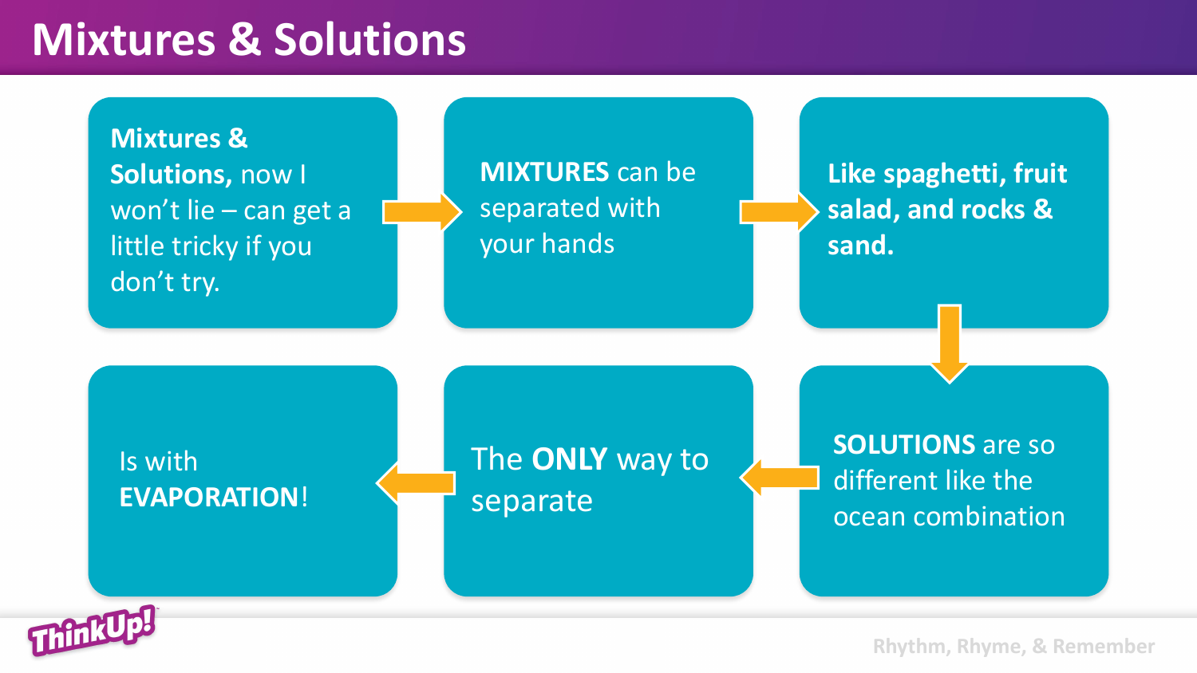# Mixtures & Solutions

**Mixtures & Solutions**, now I won't lie – can get a little tricky if you don't try.

**MIXTURES** can be separated with your hands

**Like spaghetti, fruit salad, and rocks & sand.**

**SOLUTIONS** are so different like the ocean combination

The **ONLY** way to separate

Is with **EVAPORATION**!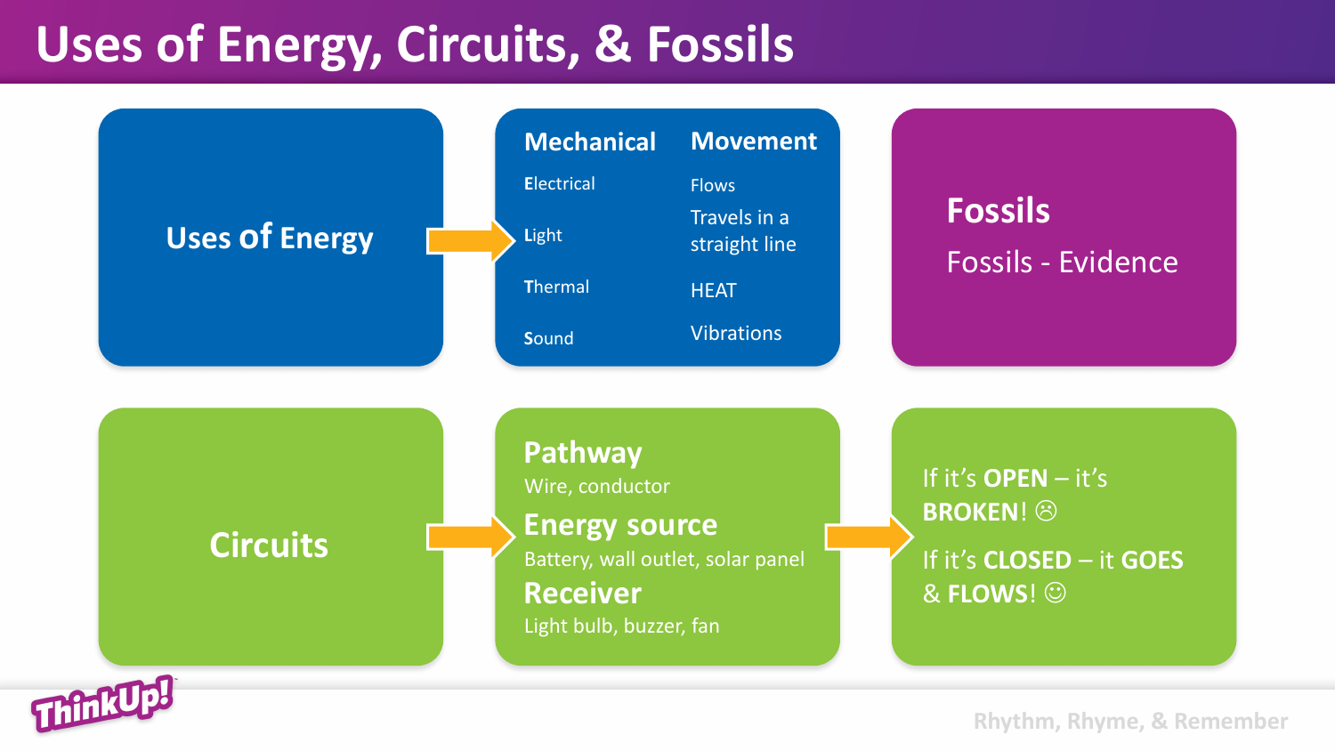# Uses of Energy, Circuits, & Fossils

## Uses Of Energy

| Mechanical | Movement |
| --- | --- |
| **E**lectrical | Flows |
| **L**ight | Travels in a straight line |
| **T**hermal | HEAT |
| **S**ound | Vibrations |

## Fossils

Fossils - Evidence

## Circuits

**Pathway**
Wire, conductor

**Energy source**
Battery, wall outlet, solar panel

**Receiver**
Light bulb, buzzer, fan

If it's **OPEN** – it's **BROKEN**! ☹

If it's **CLOSED** – it **GOES** & **FLOWS**! ☺

ThinkUp!

Rhythm, Rhyme, & Remember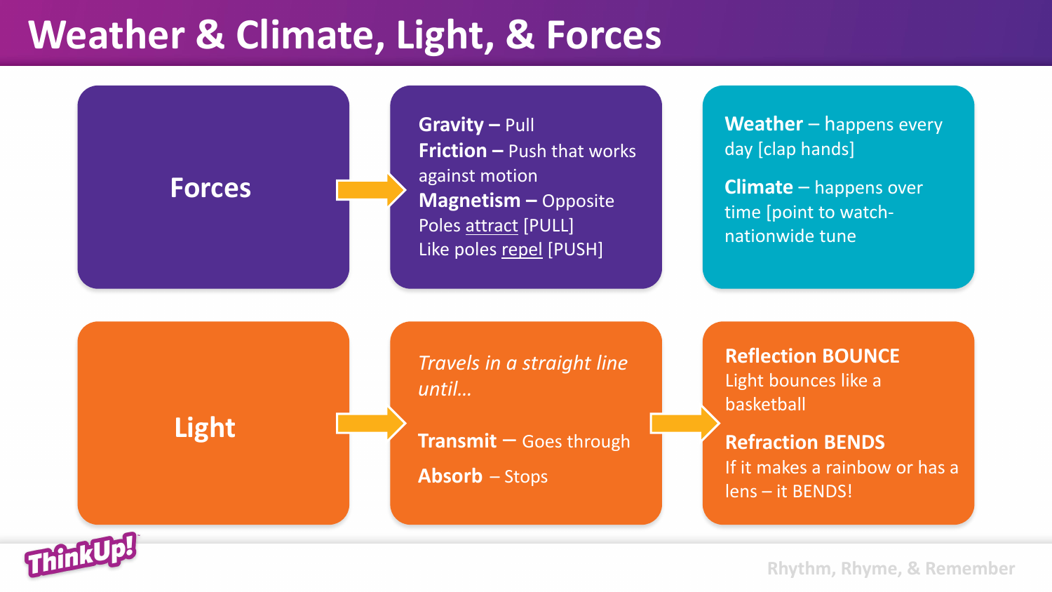# Weather & Climate, Light, & Forces

## Forces

**Gravity –** Pull
**Friction –** Push that works against motion
**Magnetism –** Opposite Poles attract [PULL]
Like poles repel [PUSH]

**Weather** – happens every day [clap hands]

**Climate** – happens over time [point to watch- nationwide tune

## Light

*Travels in a straight line until…*

**Transmit** – Goes through

**Absorb** – Stops

**Reflection BOUNCE**
Light bounces like a basketball

**Refraction BENDS**
If it makes a rainbow or has a lens – it BENDS!

Rhythm, Rhyme, & Remember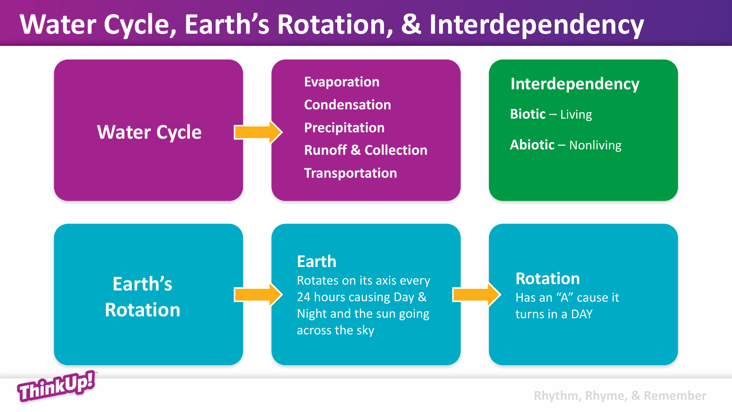# Water Cycle, Earth's Rotation, & Interdependency

## Water Cycle

- Evaporation
- Condensation
- Precipitation
- Runoff & Collection
- Transportation

## Interdependency

**Biotic** – Living

**Abiotic** – Nonliving

## Earth's Rotation

**Earth**
Rotates on its axis every 24 hours causing Day & Night and the sun going across the sky

**Rotation**
Has an "A" cause it turns in a DAY

Rhythm, Rhyme, & Remember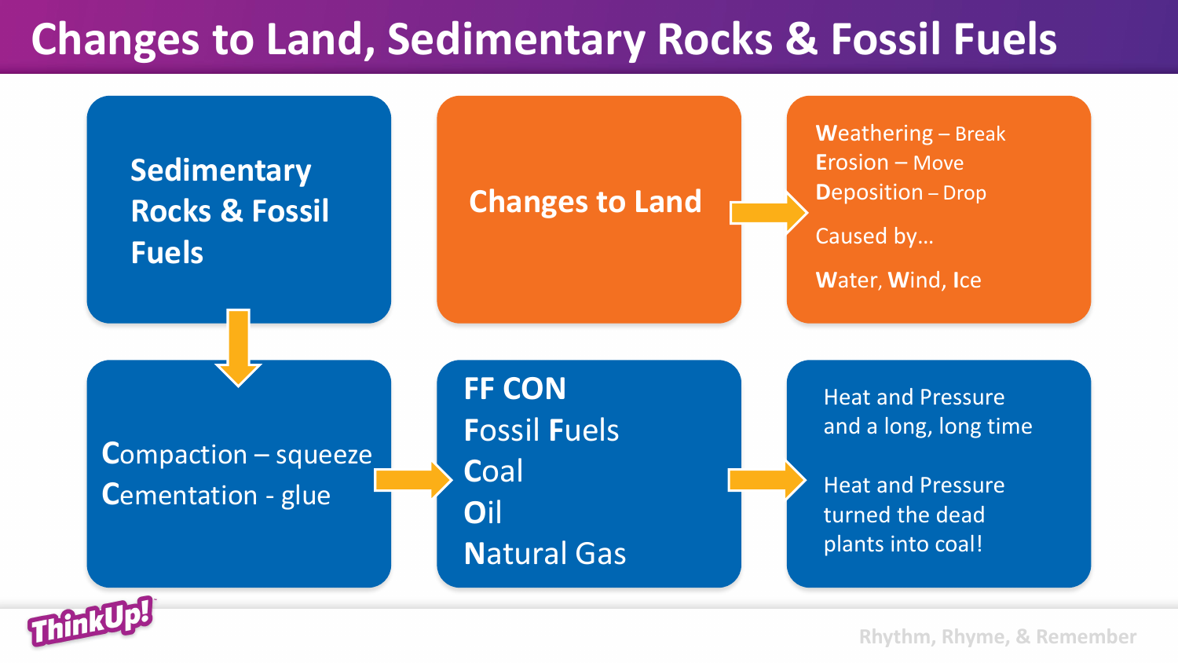# Changes to Land, Sedimentary Rocks & Fossil Fuels

**Sedimentary Rocks & Fossil Fuels**

**Changes to Land**

**W**eathering – Break
**E**rosion – Move
**D**eposition – Drop

Caused by…

**W**ater, **W**ind, **I**ce

**C**ompaction – squeeze
**C**ementation - glue

FF CON
**F**ossil **F**uels
**C**oal
**O**il
**N**atural Gas

Heat and Pressure and a long, long time

Heat and Pressure turned the dead plants into coal!

Rhythm, Rhyme, & Remember